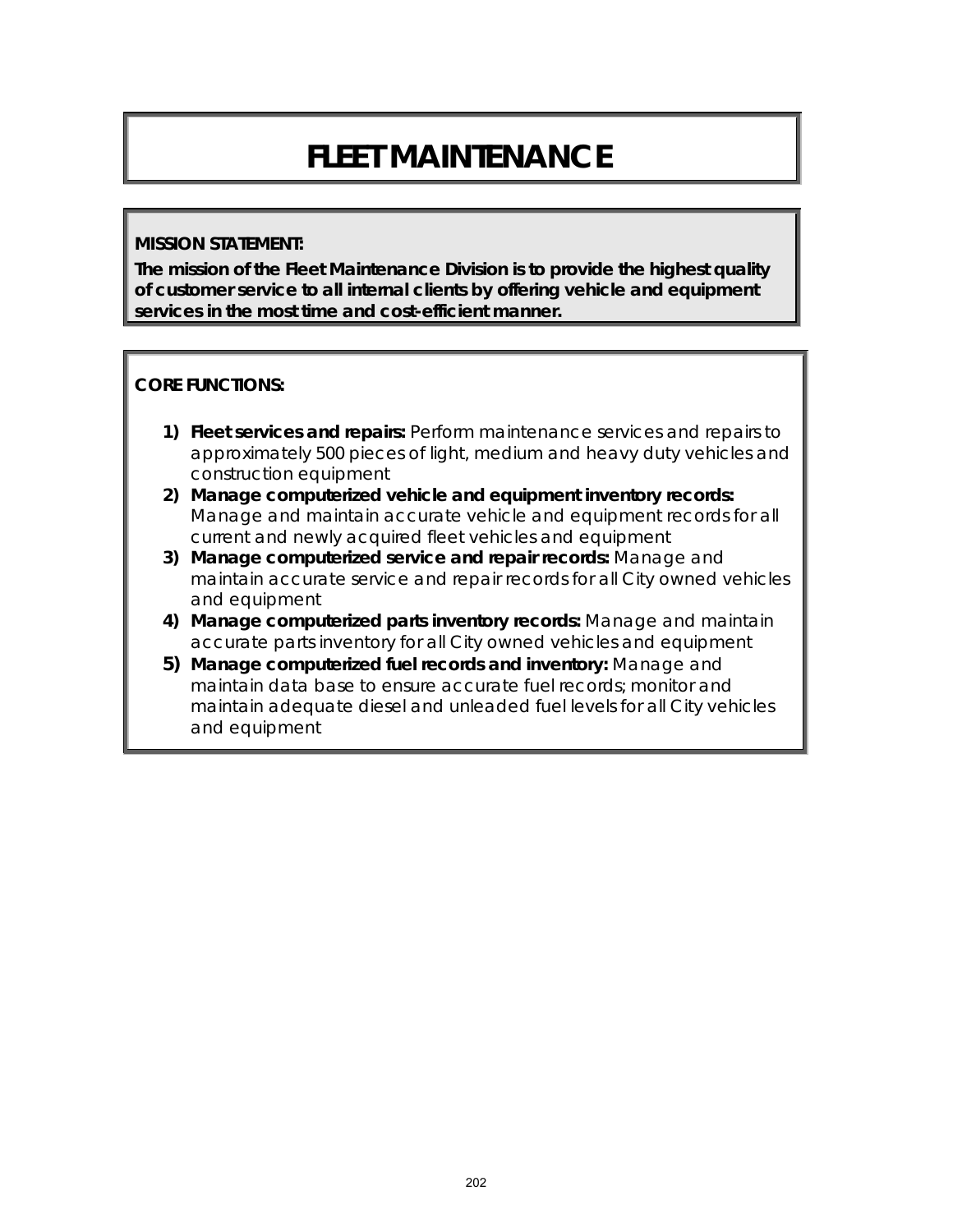# FLEET MAINTENANCE

**MISSION STATEMENT:**

**The mission of the Fleet Maintenance Division is to provide the highest quality of customer service to all internal clients by offering vehicle and equipment services in the most time and cost-efficient manner.**

**CORE FUNCTIONS:**

1) **Fleet services and repairs:** Perform maintenance services and repairs to approximately 500 pieces of light, medium and heavy duty vehicles and construction equipment
2) **Manage computerized vehicle and equipment inventory records:** Manage and maintain accurate vehicle and equipment records for all current and newly acquired fleet vehicles and equipment
3) **Manage computerized service and repair records:** Manage and maintain accurate service and repair records for all City owned vehicles and equipment
4) **Manage computerized parts inventory records:** Manage and maintain accurate parts inventory for all City owned vehicles and equipment
5) **Manage computerized fuel records and inventory:** Manage and maintain data base to ensure accurate fuel records; monitor and maintain adequate diesel and unleaded fuel levels for all City vehicles and equipment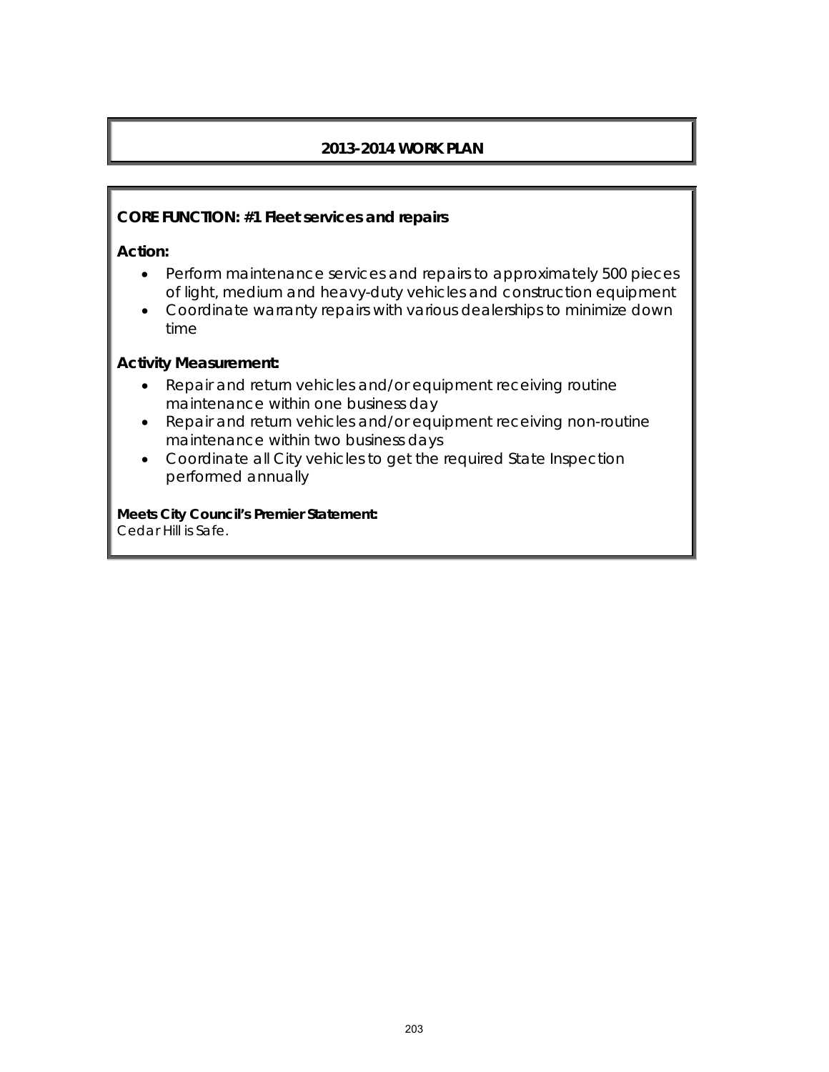## 2013-2014 WORK PLAN

**CORE FUNCTION: #1 Fleet services and repairs**

**Action:**

- Perform maintenance services and repairs to approximately 500 pieces of light, medium and heavy-duty vehicles and construction equipment
- Coordinate warranty repairs with various dealerships to minimize down time

**Activity Measurement:**

- Repair and return vehicles and/or equipment receiving routine maintenance within one business day
- Repair and return vehicles and/or equipment receiving non-routine maintenance within two business days
- Coordinate all City vehicles to get the required State Inspection performed annually

**Meets City Council's Premier Statement:**
Cedar Hill is Safe.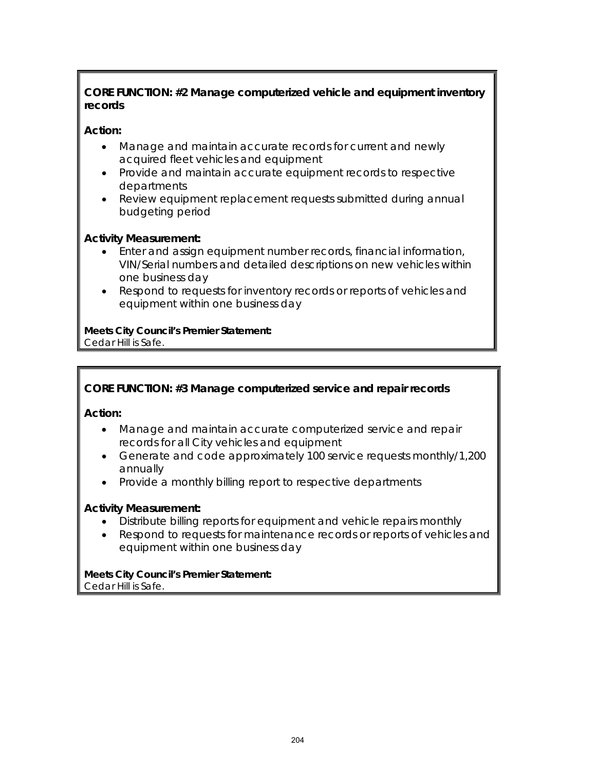**CORE FUNCTION: #2 Manage computerized vehicle and equipment inventory records**

**Action:**

- Manage and maintain accurate records for current and newly acquired fleet vehicles and equipment
- Provide and maintain accurate equipment records to respective departments
- Review equipment replacement requests submitted during annual budgeting period

**Activity Measurement:**

- Enter and assign equipment number records, financial information, VIN/Serial numbers and detailed descriptions on new vehicles within one business day
- Respond to requests for inventory records or reports of vehicles and equipment within one business day

**Meets City Council's Premier Statement:**
Cedar Hill is Safe.

**CORE FUNCTION: #3 Manage computerized service and repair records**

**Action:**

- Manage and maintain accurate computerized service and repair records for all City vehicles and equipment
- Generate and code approximately 100 service requests monthly/1,200 annually
- Provide a monthly billing report to respective departments

**Activity Measurement:**

- Distribute billing reports for equipment and vehicle repairs monthly
- Respond to requests for maintenance records or reports of vehicles and equipment within one business day

**Meets City Council's Premier Statement:**
Cedar Hill is Safe.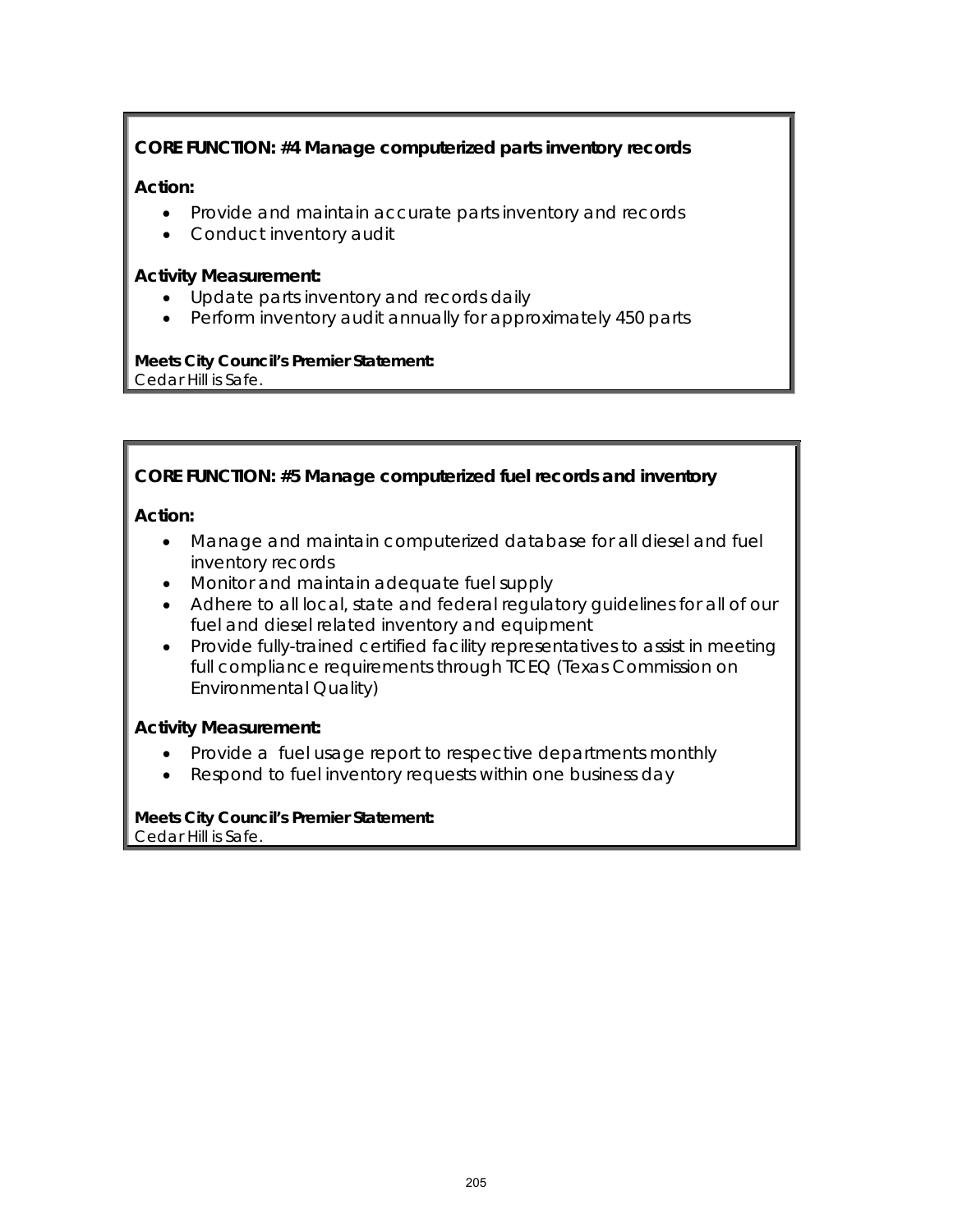**CORE FUNCTION: #4 Manage computerized parts inventory records**

**Action:**

- Provide and maintain accurate parts inventory and records
- Conduct inventory audit

**Activity Measurement:**

- Update parts inventory and records daily
- Perform inventory audit annually for approximately 450 parts

**Meets City Council's Premier Statement:**
Cedar Hill is Safe.

**CORE FUNCTION: #5 Manage computerized fuel records and inventory**

**Action:**

- Manage and maintain computerized database for all diesel and fuel inventory records
- Monitor and maintain adequate fuel supply
- Adhere to all local, state and federal regulatory guidelines for all of our fuel and diesel related inventory and equipment
- Provide fully-trained certified facility representatives to assist in meeting full compliance requirements through TCEQ (Texas Commission on Environmental Quality)

**Activity Measurement:**

- Provide a fuel usage report to respective departments monthly
- Respond to fuel inventory requests within one business day

**Meets City Council's Premier Statement:**
Cedar Hill is Safe.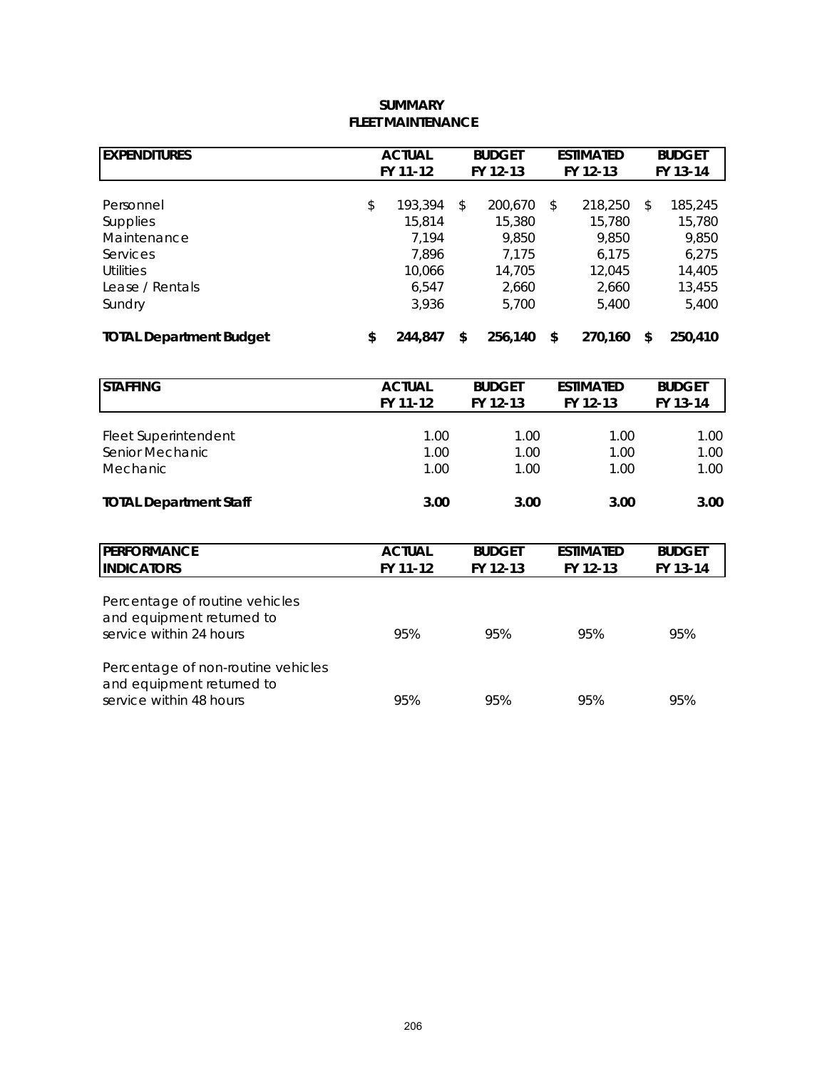# SUMMARY
## FLEET MAINTENANCE

| EXPENDITURES | ACTUAL FY 11-12 | BUDGET FY 12-13 | ESTIMATED FY 12-13 | BUDGET FY 13-14 |
|---|---|---|---|---|
| Personnel | $ 193,394 | $ 200,670 | $ 218,250 | $ 185,245 |
| Supplies | 15,814 | 15,380 | 15,780 | 15,780 |
| Maintenance | 7,194 | 9,850 | 9,850 | 9,850 |
| Services | 7,896 | 7,175 | 6,175 | 6,275 |
| Utilities | 10,066 | 14,705 | 12,045 | 14,405 |
| Lease / Rentals | 6,547 | 2,660 | 2,660 | 13,455 |
| Sundry | 3,936 | 5,700 | 5,400 | 5,400 |
| **TOTAL Department Budget** | **$ 244,847** | **$ 256,140** | **$ 270,160** | **$ 250,410** |

| STAFFING | ACTUAL FY 11-12 | BUDGET FY 12-13 | ESTIMATED FY 12-13 | BUDGET FY 13-14 |
|---|---|---|---|---|
| Fleet Superintendent | 1.00 | 1.00 | 1.00 | 1.00 |
| Senior Mechanic | 1.00 | 1.00 | 1.00 | 1.00 |
| Mechanic | 1.00 | 1.00 | 1.00 | 1.00 |
| **TOTAL Department Staff** | **3.00** | **3.00** | **3.00** | **3.00** |

| PERFORMANCE INDICATORS | ACTUAL FY 11-12 | BUDGET FY 12-13 | ESTIMATED FY 12-13 | BUDGET FY 13-14 |
|---|---|---|---|---|
| Percentage of routine vehicles and equipment returned to service within 24 hours | 95% | 95% | 95% | 95% |
| Percentage of non-routine vehicles and equipment returned to service within 48 hours | 95% | 95% | 95% | 95% |